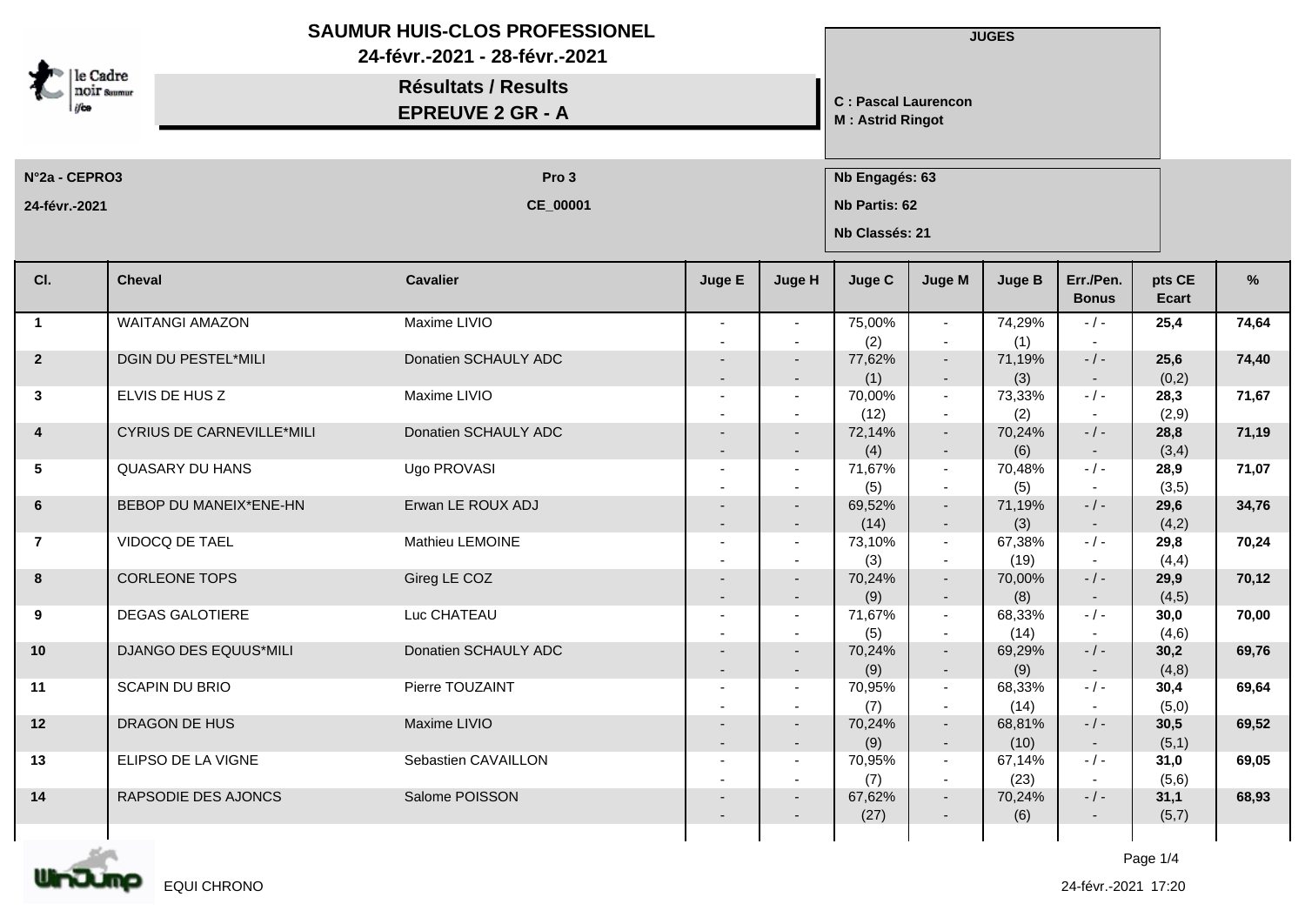# SAUMUR HUIS-CLOS PROFESSIONEL

**24-févr.-2021 - 28-févr.-2021**

## Résultats / Results

## EPREUVE 2 GR - A

**JUGES**

**C : Pascal Laurencon**
**M : Astrid Ringot**

**N°2a - CEPRO3** — **Pro 3**

**24-févr.-2021** — **CE_00001**

**Nb Engagés: 63**
**Nb Partis: 62**
**Nb Classés: 21**

| Cl. | Cheval | Cavalier | Juge E | Juge H | Juge C | Juge M | Juge B | Err./Pen. Bonus | pts CE Ecart | % |
|---|---|---|---|---|---|---|---|---|---|---|
| 1 | WAITANGI AMAZON | Maxime LIVIO | - - | - - | 75,00% (2) | - - | 74,29% (1) | - / - - | 25,4 | 74,64 |
| 2 | DGIN DU PESTEL*MILI | Donatien SCHAULY ADC | - - | - - | 77,62% (1) | - - | 71,19% (3) | - / - - | 25,6 (0,2) | 74,40 |
| 3 | ELVIS DE HUS Z | Maxime LIVIO | - - | - - | 70,00% (12) | - - | 73,33% (2) | - / - - | 28,3 (2,9) | 71,67 |
| 4 | CYRIUS DE CARNEVILLE*MILI | Donatien SCHAULY ADC | - - | - - | 72,14% (4) | - - | 70,24% (6) | - / - - | 28,8 (3,4) | 71,19 |
| 5 | QUASARY DU HANS | Ugo PROVASI | - - | - - | 71,67% (5) | - - | 70,48% (5) | - / - - | 28,9 (3,5) | 71,07 |
| 6 | BEBOP DU MANEIX*ENE-HN | Erwan LE ROUX ADJ | - - | - - | 69,52% (14) | - - | 71,19% (3) | - / - - | 29,6 (4,2) | 34,76 |
| 7 | VIDOCQ DE TAEL | Mathieu LEMOINE | - - | - - | 73,10% (3) | - - | 67,38% (19) | - / - - | 29,8 (4,4) | 70,24 |
| 8 | CORLEONE TOPS | Gireg LE COZ | - - | - - | 70,24% (9) | - - | 70,00% (8) | - / - - | 29,9 (4,5) | 70,12 |
| 9 | DEGAS GALOTIERE | Luc CHATEAU | - - | - - | 71,67% (5) | - - | 68,33% (14) | - / - - | 30,0 (4,6) | 70,00 |
| 10 | DJANGO DES EQUUS*MILI | Donatien SCHAULY ADC | - - | - - | 70,24% (9) | - - | 69,29% (9) | - / - - | 30,2 (4,8) | 69,76 |
| 11 | SCAPIN DU BRIO | Pierre TOUZAINT | - - | - - | 70,95% (7) | - - | 68,33% (14) | - / - - | 30,4 (5,0) | 69,64 |
| 12 | DRAGON DE HUS | Maxime LIVIO | - - | - - | 70,24% (9) | - - | 68,81% (10) | - / - - | 30,5 (5,1) | 69,52 |
| 13 | ELIPSO DE LA VIGNE | Sebastien CAVAILLON | - - | - - | 70,95% (7) | - - | 67,14% (23) | - / - - | 31,0 (5,6) | 69,05 |
| 14 | RAPSODIE DES AJONCS | Salome POISSON | - - | - - | 67,62% (27) | - - | 70,24% (6) | - / - - | 31,1 (5,7) | 68,93 |

EQUI CHRONO

24-févr.-2021 17:20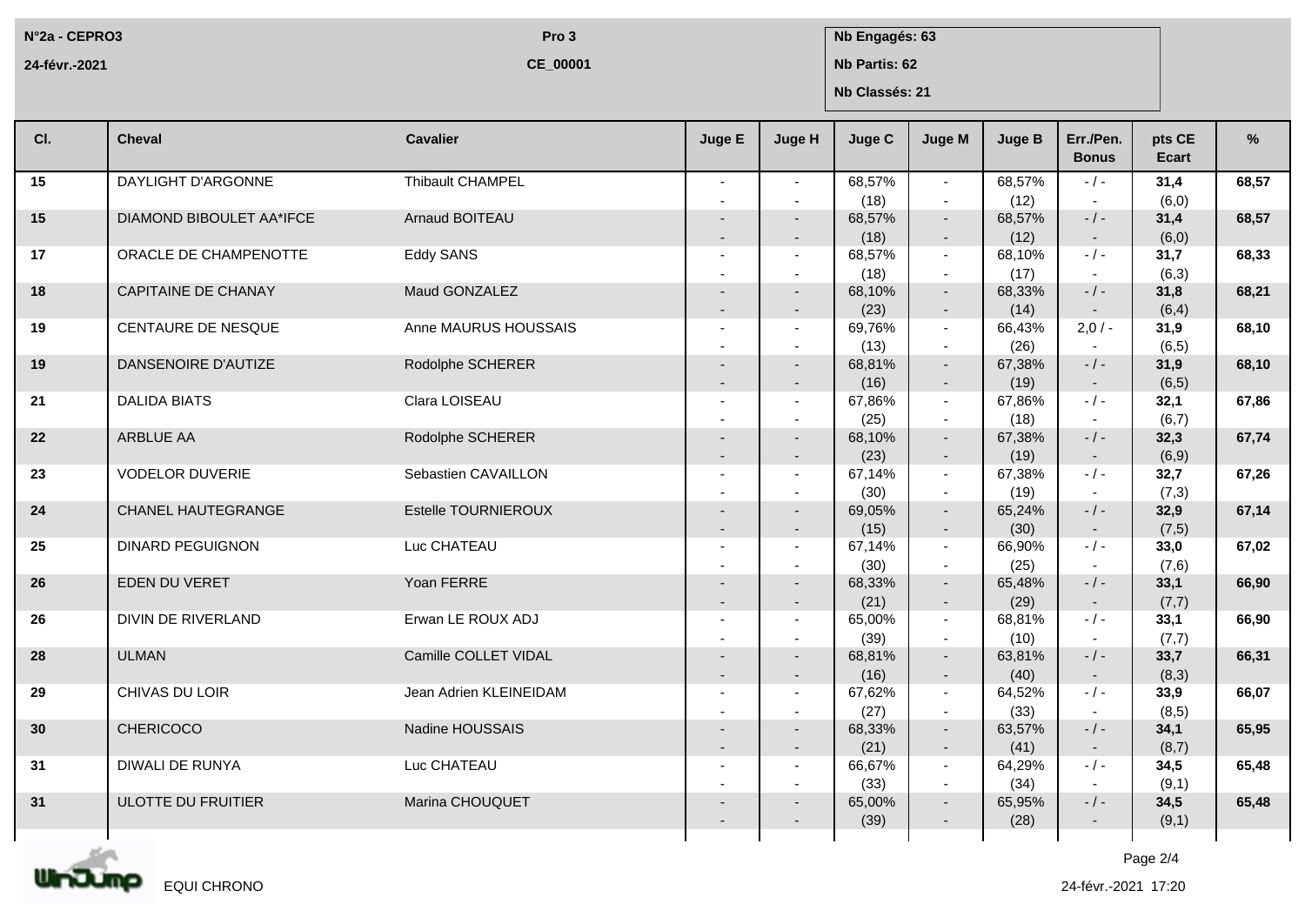N°2a - CEPRO3 | Pro 3 | Nb Engagés: 63

24-févr.-2021 | CE_00001 | Nb Partis: 62

Nb Classés: 21

| Cl. | Cheval | Cavalier | Juge E | Juge H | Juge C | Juge M | Juge B | Err./Pen. Bonus | pts CE Ecart | % |
|---|---|---|---|---|---|---|---|---|---|---|
| 15 | DAYLIGHT D'ARGONNE | Thibault CHAMPEL | - - | - - | 68,57% (18) | - - | 68,57% (12) | - / - - | **31,4** (6,0) | **68,57** |
| 15 | DIAMOND BIBOULET AA*IFCE | Arnaud BOITEAU | - - | - - | 68,57% (18) | - - | 68,57% (12) | - / - - | **31,4** (6,0) | **68,57** |
| 17 | ORACLE DE CHAMPENOTTE | Eddy SANS | - - | - - | 68,57% (18) | - - | 68,10% (17) | - / - - | **31,7** (6,3) | **68,33** |
| 18 | CAPITAINE DE CHANAY | Maud GONZALEZ | - - | - - | 68,10% (23) | - - | 68,33% (14) | - / - - | **31,8** (6,4) | **68,21** |
| 19 | CENTAURE DE NESQUE | Anne MAURUS HOUSSAIS | - - | - - | 69,76% (13) | - - | 66,43% (26) | 2,0 / - - | **31,9** (6,5) | **68,10** |
| 19 | DANSENOIRE D'AUTIZE | Rodolphe SCHERER | - - | - - | 68,81% (16) | - - | 67,38% (19) | - / - - | **31,9** (6,5) | **68,10** |
| 21 | DALIDA BIATS | Clara LOISEAU | - - | - - | 67,86% (25) | - - | 67,86% (18) | - / - - | **32,1** (6,7) | **67,86** |
| 22 | ARBLUE AA | Rodolphe SCHERER | - - | - - | 68,10% (23) | - - | 67,38% (19) | - / - - | **32,3** (6,9) | **67,74** |
| 23 | VODELOR DUVERIE | Sebastien CAVAILLON | - - | - - | 67,14% (30) | - - | 67,38% (19) | - / - - | **32,7** (7,3) | **67,26** |
| 24 | CHANEL HAUTEGRANGE | Estelle TOURNIEROUX | - - | - - | 69,05% (15) | - - | 65,24% (30) | - / - - | **32,9** (7,5) | **67,14** |
| 25 | DINARD PEGUIGNON | Luc CHATEAU | - - | - - | 67,14% (30) | - - | 66,90% (25) | - / - - | **33,0** (7,6) | **67,02** |
| 26 | EDEN DU VERET | Yoan FERRE | - - | - - | 68,33% (21) | - - | 65,48% (29) | - / - - | **33,1** (7,7) | **66,90** |
| 26 | DIVIN DE RIVERLAND | Erwan LE ROUX ADJ | - - | - - | 65,00% (39) | - - | 68,81% (10) | - / - - | **33,1** (7,7) | **66,90** |
| 28 | ULMAN | Camille COLLET VIDAL | - - | - - | 68,81% (16) | - - | 63,81% (40) | - / - - | **33,7** (8,3) | **66,31** |
| 29 | CHIVAS DU LOIR | Jean Adrien KLEINEIDAM | - - | - - | 67,62% (27) | - - | 64,52% (33) | - / - - | **33,9** (8,5) | **66,07** |
| 30 | CHERICOCO | Nadine HOUSSAIS | - - | - - | 68,33% (21) | - - | 63,57% (41) | - / - - | **34,1** (8,7) | **65,95** |
| 31 | DIWALI DE RUNYA | Luc CHATEAU | - - | - - | 66,67% (33) | - - | 64,29% (34) | - / - - | **34,5** (9,1) | **65,48** |
| 31 | ULOTTE DU FRUITIER | Marina CHOUQUET | - - | - - | 65,00% (39) | - - | 65,95% (28) | - / - - | **34,5** (9,1) | **65,48** |

EQUI CHRONO

24-févr.-2021 17:20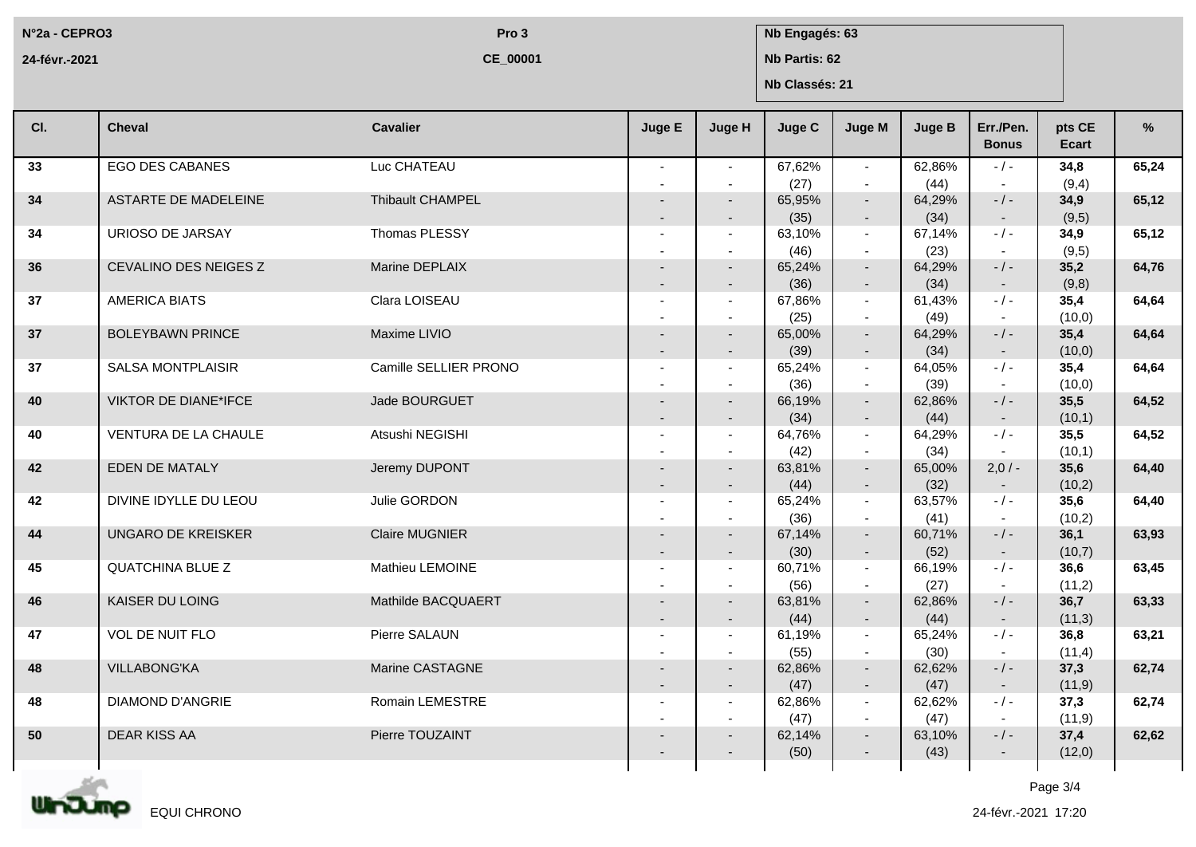N°2a - CEPRO3 | Pro 3 | Nb Engagés: 63

24-févr.-2021 | CE_00001 | Nb Partis: 62

Nb Classés: 21

| Cl. | Cheval | Cavalier | Juge E | Juge H | Juge C | Juge M | Juge B | Err./Pen. Bonus | pts CE Ecart | % |
|---|---|---|---|---|---|---|---|---|---|---|
| 33 | EGO DES CABANES | Luc CHATEAU | - - | - - | 67,62% (27) | - - | 62,86% (44) | - / - - | **34,8** (9,4) | **65,24** |
| 34 | ASTARTE DE MADELEINE | Thibault CHAMPEL | - - | - - | 65,95% (35) | - - | 64,29% (34) | - / - - | **34,9** (9,5) | **65,12** |
| 34 | URIOSO DE JARSAY | Thomas PLESSY | - - | - - | 63,10% (46) | - - | 67,14% (23) | - / - - | **34,9** (9,5) | **65,12** |
| 36 | CEVALINO DES NEIGES Z | Marine DEPLAIX | - - | - - | 65,24% (36) | - - | 64,29% (34) | - / - - | **35,2** (9,8) | **64,76** |
| 37 | AMERICA BIATS | Clara LOISEAU | - - | - - | 67,86% (25) | - - | 61,43% (49) | - / - - | **35,4** (10,0) | **64,64** |
| 37 | BOLEYBAWN PRINCE | Maxime LIVIO | - - | - - | 65,00% (39) | - - | 64,29% (34) | - / - - | **35,4** (10,0) | **64,64** |
| 37 | SALSA MONTPLAISIR | Camille SELLIER PRONO | - - | - - | 65,24% (36) | - - | 64,05% (39) | - / - - | **35,4** (10,0) | **64,64** |
| 40 | VIKTOR DE DIANE*IFCE | Jade BOURGUET | - - | - - | 66,19% (34) | - - | 62,86% (44) | - / - - | **35,5** (10,1) | **64,52** |
| 40 | VENTURA DE LA CHAULE | Atsushi NEGISHI | - - | - - | 64,76% (42) | - - | 64,29% (34) | - / - - | **35,5** (10,1) | **64,52** |
| 42 | EDEN DE MATALY | Jeremy DUPONT | - - | - - | 63,81% (44) | - - | 65,00% (32) | 2,0 / - - | **35,6** (10,2) | **64,40** |
| 42 | DIVINE IDYLLE DU LEOU | Julie GORDON | - - | - - | 65,24% (36) | - - | 63,57% (41) | - / - - | **35,6** (10,2) | **64,40** |
| 44 | UNGARO DE KREISKER | Claire MUGNIER | - - | - - | 67,14% (30) | - - | 60,71% (52) | - / - - | **36,1** (10,7) | **63,93** |
| 45 | QUATCHINA BLUE Z | Mathieu LEMOINE | - - | - - | 60,71% (56) | - - | 66,19% (27) | - / - - | **36,6** (11,2) | **63,45** |
| 46 | KAISER DU LOING | Mathilde BACQUAERT | - - | - - | 63,81% (44) | - - | 62,86% (44) | - / - - | **36,7** (11,3) | **63,33** |
| 47 | VOL DE NUIT FLO | Pierre SALAUN | - - | - - | 61,19% (55) | - - | 65,24% (30) | - / - - | **36,8** (11,4) | **63,21** |
| 48 | VILLABONG'KA | Marine CASTAGNE | - - | - - | 62,86% (47) | - - | 62,62% (47) | - / - - | **37,3** (11,9) | **62,74** |
| 48 | DIAMOND D'ANGRIE | Romain LEMESTRE | - - | - - | 62,86% (47) | - - | 62,62% (47) | - / - - | **37,3** (11,9) | **62,74** |
| 50 | DEAR KISS AA | Pierre TOUZAINT | - - | - - | 62,14% (50) | - - | 63,10% (43) | - / - - | **37,4** (12,0) | **62,62** |

EQUI CHRONO

24-févr.-2021 17:20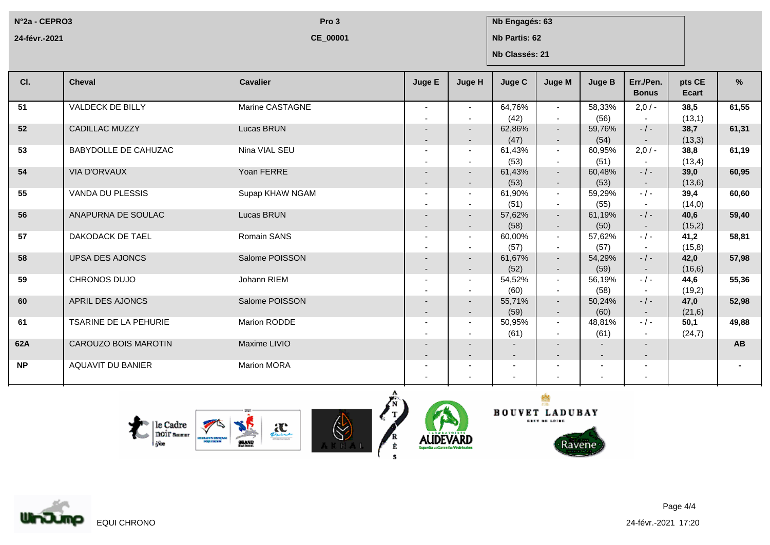N°2a - CEPRO3

24-févr.-2021

Pro 3

CE_00001

Nb Engagés: 63

Nb Partis: 62

Nb Classés: 21

| Cl. | Cheval | Cavalier | Juge E | Juge H | Juge C | Juge M | Juge B | Err./Pen. Bonus | pts CE Ecart | % |
|---|---|---|---|---|---|---|---|---|---|---|
| 51 | VALDECK DE BILLY | Marine CASTAGNE | - - | - - | 64,76% (42) | - - | 58,33% (56) | 2,0 / - - | 38,5 (13,1) | 61,55 |
| 52 | CADILLAC MUZZY | Lucas BRUN | - - | - - | 62,86% (47) | - - | 59,76% (54) | - / - - | 38,7 (13,3) | 61,31 |
| 53 | BABYDOLLE DE CAHUZAC | Nina VIAL SEU | - - | - - | 61,43% (53) | - - | 60,95% (51) | 2,0 / - - | 38,8 (13,4) | 61,19 |
| 54 | VIA D'ORVAUX | Yoan FERRE | - - | - - | 61,43% (53) | - - | 60,48% (53) | - / - - | 39,0 (13,6) | 60,95 |
| 55 | VANDA DU PLESSIS | Supap KHAW NGAM | - - | - - | 61,90% (51) | - - | 59,29% (55) | - / - - | 39,4 (14,0) | 60,60 |
| 56 | ANAPURNA DE SOULAC | Lucas BRUN | - - | - - | 57,62% (58) | - - | 61,19% (50) | - / - - | 40,6 (15,2) | 59,40 |
| 57 | DAKODACK DE TAEL | Romain SANS | - - | - - | 60,00% (57) | - - | 57,62% (57) | - / - - | 41,2 (15,8) | 58,81 |
| 58 | UPSA DES AJONCS | Salome POISSON | - - | - - | 61,67% (52) | - - | 54,29% (59) | - / - - | 42,0 (16,6) | 57,98 |
| 59 | CHRONOS DUJO | Johann RIEM | - - | - - | 54,52% (60) | - - | 56,19% (58) | - / - - | 44,6 (19,2) | 55,36 |
| 60 | APRIL DES AJONCS | Salome POISSON | - - | - - | 55,71% (59) | - - | 50,24% (60) | - / - - | 47,0 (21,6) | 52,98 |
| 61 | TSARINE DE LA PEHURIE | Marion RODDE | - - | - - | 50,95% (61) | - - | 48,81% (61) | - / - - | 50,1 (24,7) | 49,88 |
| 62A | CAROUZO BOIS MAROTIN | Maxime LIVIO | - - | - - | - - | - - | - - | - - | | AB |
| NP | AQUAVIT DU BANIER | Marion MORA | - - | - - | - - | - - | - - | - - | | - |

EQUI CHRONO

24-févr.-2021 17:20